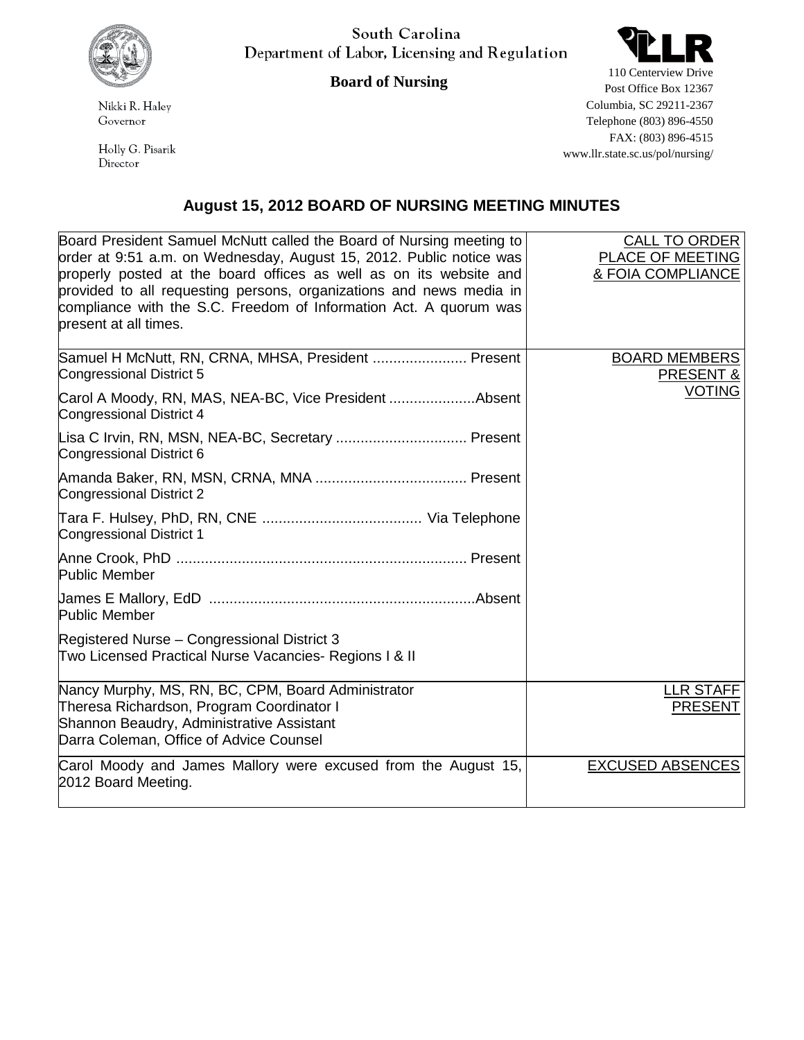South Carolina
Department of Labor, Licensing and Regulation

**Board of Nursing**

Nikki R. Haley
Governor

Holly G. Pisarik
Director

110 Centerview Drive
Post Office Box 12367
Columbia, SC 29211-2367
Telephone (803) 896-4550
FAX: (803) 896-4515
www.llr.state.sc.us/pol/nursing/

## August 15, 2012 BOARD OF NURSING MEETING MINUTES

| | |
|---|---|
| Board President Samuel McNutt called the Board of Nursing meeting to order at 9:51 a.m. on Wednesday, August 15, 2012. Public notice was properly posted at the board offices as well as on its website and provided to all requesting persons, organizations and news media in compliance with the S.C. Freedom of Information Act. A quorum was present at all times. | CALL TO ORDER PLACE OF MEETING & FOIA COMPLIANCE |
| Samuel H McNutt, RN, CRNA, MHSA, President ....................... Present<br>Congressional District 5<br><br>Carol A Moody, RN, MAS, NEA-BC, Vice President .....................Absent<br>Congressional District 4<br><br>Lisa C Irvin, RN, MSN, NEA-BC, Secretary ................................ Present<br>Congressional District 6<br><br>Amanda Baker, RN, MSN, CRNA, MNA ..................................... Present<br>Congressional District 2<br><br>Tara F. Hulsey, PhD, RN, CNE ....................................... Via Telephone<br>Congressional District 1<br><br>Anne Crook, PhD ...................................................................... Present<br>Public Member<br><br>James E Mallory, EdD .................................................................Absent<br>Public Member<br><br>Registered Nurse – Congressional District 3<br>Two Licensed Practical Nurse Vacancies- Regions I & II | BOARD MEMBERS PRESENT & VOTING |
| Nancy Murphy, MS, RN, BC, CPM, Board Administrator<br>Theresa Richardson, Program Coordinator I<br>Shannon Beaudry, Administrative Assistant<br>Darra Coleman, Office of Advice Counsel | LLR STAFF PRESENT |
| Carol Moody and James Mallory were excused from the August 15, 2012 Board Meeting. | EXCUSED ABSENCES |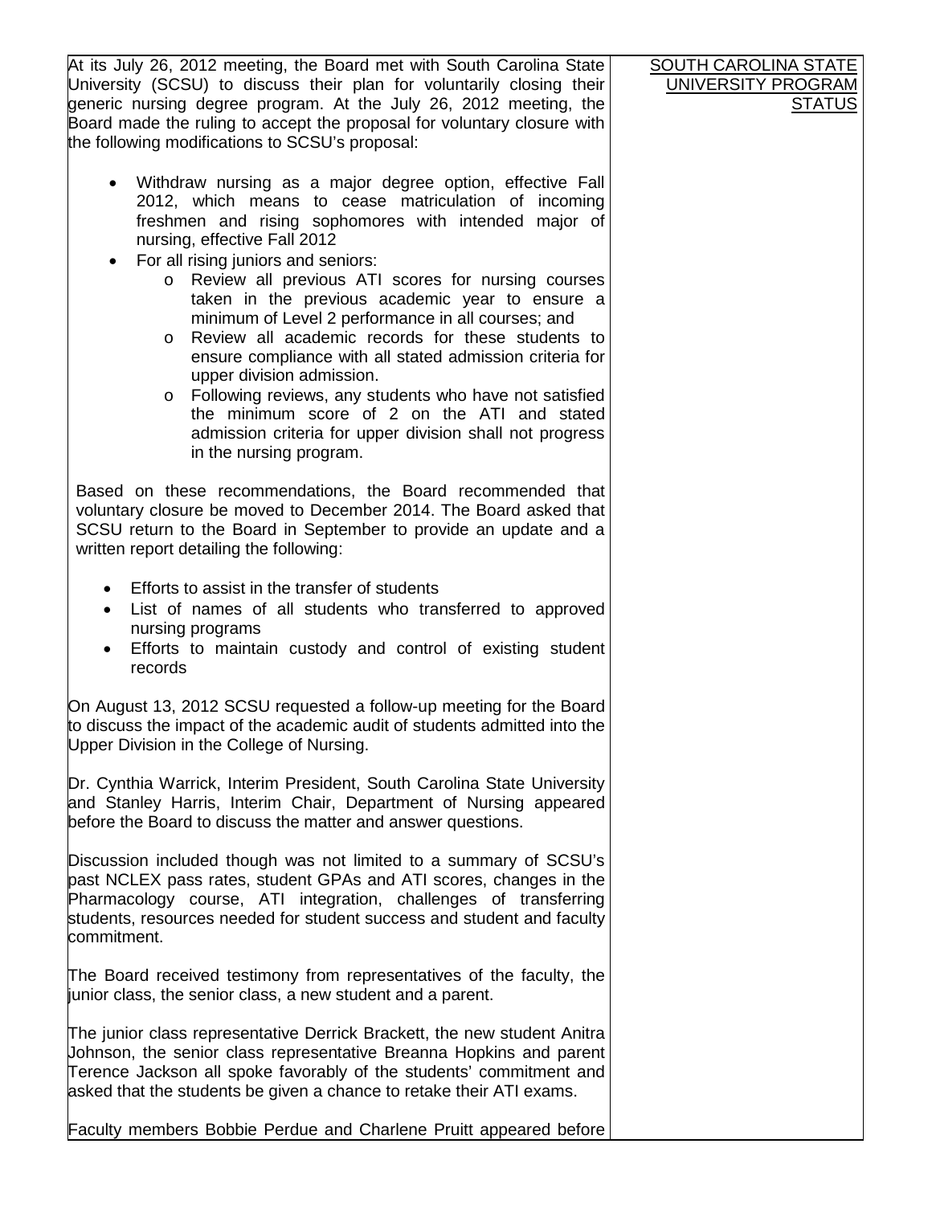**SOUTH CAROLINA STATE UNIVERSITY PROGRAM STATUS**

At its July 26, 2012 meeting, the Board met with South Carolina State University (SCSU) to discuss their plan for voluntarily closing their generic nursing degree program. At the July 26, 2012 meeting, the Board made the ruling to accept the proposal for voluntary closure with the following modifications to SCSU's proposal:

- Withdraw nursing as a major degree option, effective Fall 2012, which means to cease matriculation of incoming freshmen and rising sophomores with intended major of nursing, effective Fall 2012
- For all rising juniors and seniors:
  - Review all previous ATI scores for nursing courses taken in the previous academic year to ensure a minimum of Level 2 performance in all courses; and
  - Review all academic records for these students to ensure compliance with all stated admission criteria for upper division admission.
  - Following reviews, any students who have not satisfied the minimum score of 2 on the ATI and stated admission criteria for upper division shall not progress in the nursing program.

Based on these recommendations, the Board recommended that voluntary closure be moved to December 2014. The Board asked that SCSU return to the Board in September to provide an update and a written report detailing the following:

- Efforts to assist in the transfer of students
- List of names of all students who transferred to approved nursing programs
- Efforts to maintain custody and control of existing student records

On August 13, 2012 SCSU requested a follow-up meeting for the Board to discuss the impact of the academic audit of students admitted into the Upper Division in the College of Nursing.

Dr. Cynthia Warrick, Interim President, South Carolina State University and Stanley Harris, Interim Chair, Department of Nursing appeared before the Board to discuss the matter and answer questions.

Discussion included though was not limited to a summary of SCSU's past NCLEX pass rates, student GPAs and ATI scores, changes in the Pharmacology course, ATI integration, challenges of transferring students, resources needed for student success and student and faculty commitment.

The Board received testimony from representatives of the faculty, the junior class, the senior class, a new student and a parent.

The junior class representative Derrick Brackett, the new student Anitra Johnson, the senior class representative Breanna Hopkins and parent Terence Jackson all spoke favorably of the students' commitment and asked that the students be given a chance to retake their ATI exams.

Faculty members Bobbie Perdue and Charlene Pruitt appeared before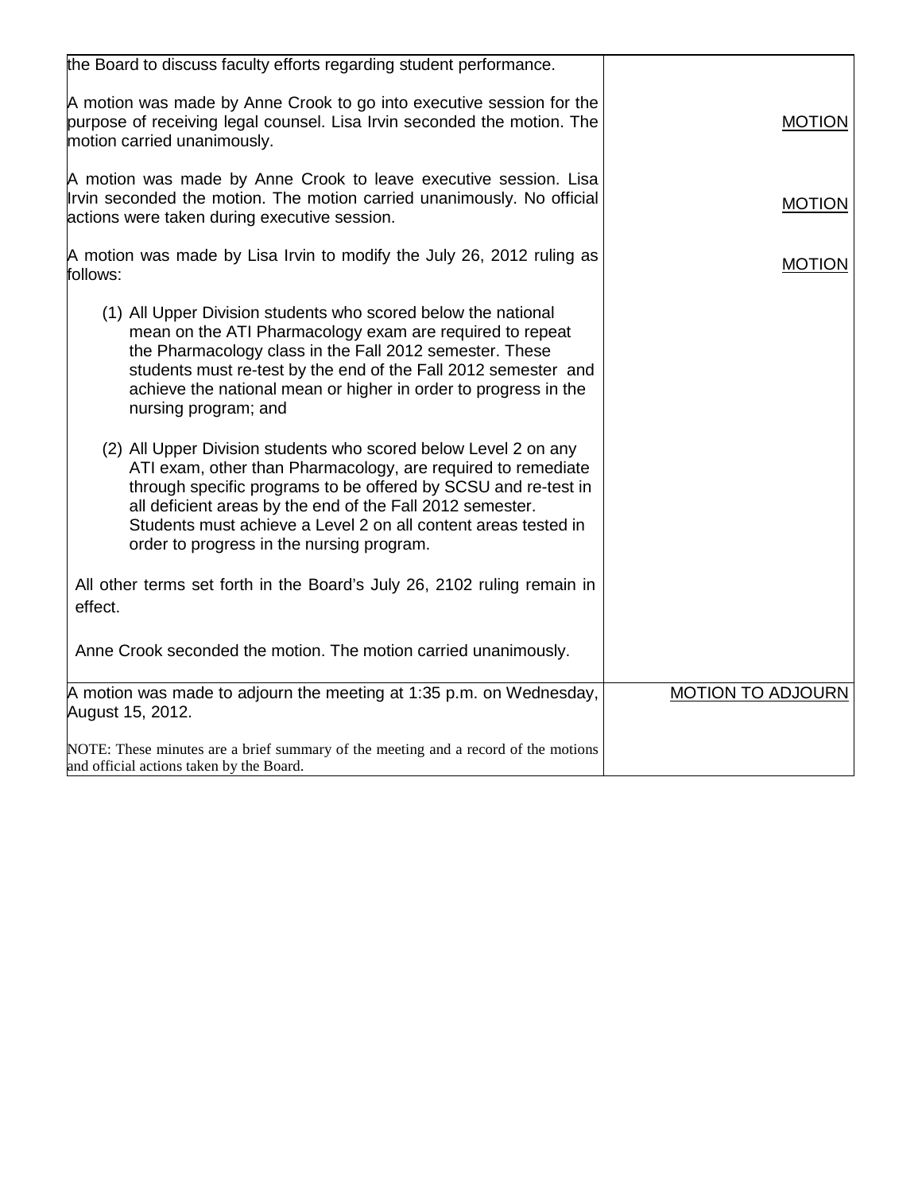| | |
|---|---|
| the Board to discuss faculty efforts regarding student performance. | |
| A motion was made by Anne Crook to go into executive session for the purpose of receiving legal counsel. Lisa Irvin seconded the motion. The motion carried unanimously. | MOTION |
| A motion was made by Anne Crook to leave executive session. Lisa Irvin seconded the motion. The motion carried unanimously. No official actions were taken during executive session. | MOTION |
| A motion was made by Lisa Irvin to modify the July 26, 2012 ruling as follows:<br><br>(1) All Upper Division students who scored below the national mean on the ATI Pharmacology exam are required to repeat the Pharmacology class in the Fall 2012 semester. These students must re-test by the end of the Fall 2012 semester and achieve the national mean or higher in order to progress in the nursing program; and<br><br>(2) All Upper Division students who scored below Level 2 on any ATI exam, other than Pharmacology, are required to remediate through specific programs to be offered by SCSU and re-test in all deficient areas by the end of the Fall 2012 semester. Students must achieve a Level 2 on all content areas tested in order to progress in the nursing program.<br><br>All other terms set forth in the Board's July 26, 2102 ruling remain in effect.<br><br>Anne Crook seconded the motion. The motion carried unanimously. | MOTION |
| A motion was made to adjourn the meeting at 1:35 p.m. on Wednesday, August 15, 2012.<br><br>NOTE: These minutes are a brief summary of the meeting and a record of the motions and official actions taken by the Board. | MOTION TO ADJOURN |